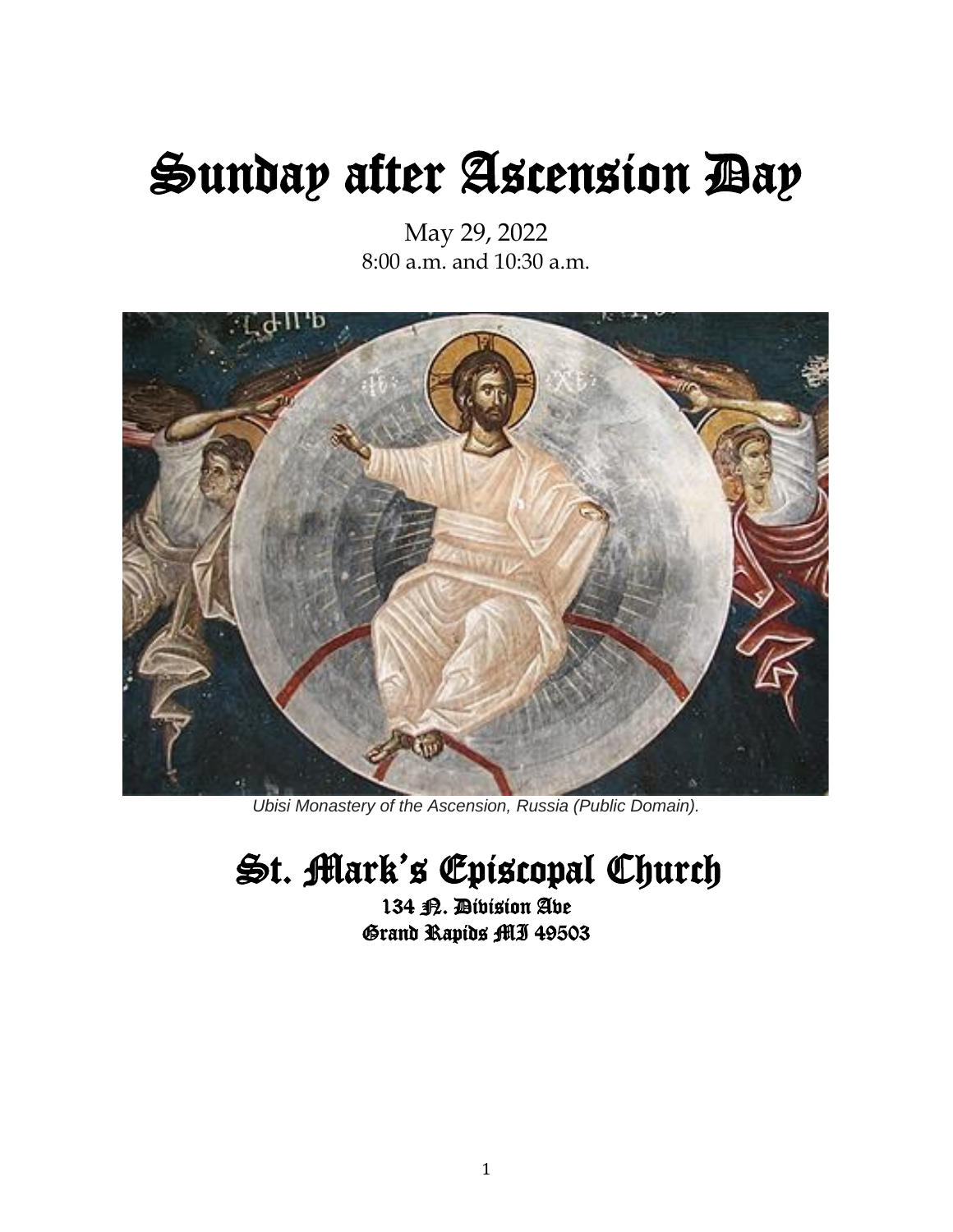# Sunday after Ascension Day

May 29, 2022
8:00 a.m. and 10:30 a.m.

*Ubisi Monastery of the Ascension, Russia (Public Domain).*

## St. Mark's Episcopal Church

134 N. Division Ave
Grand Rapids MI 49503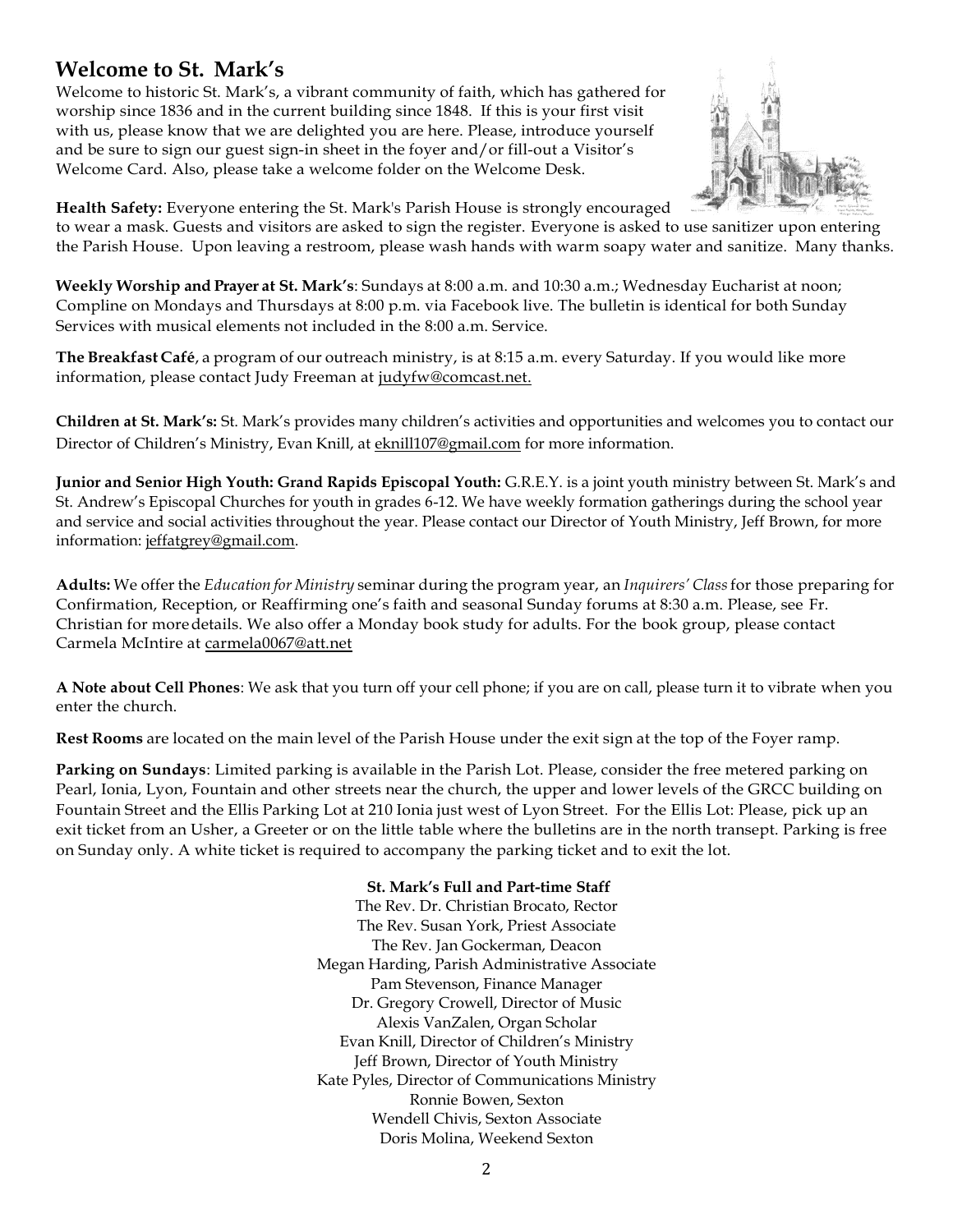## Welcome to St. Mark's

Welcome to historic St. Mark's, a vibrant community of faith, which has gathered for worship since 1836 and in the current building since 1848. If this is your first visit with us, please know that we are delighted you are here. Please, introduce yourself and be sure to sign our guest sign-in sheet in the foyer and/or fill-out a Visitor's Welcome Card. Also, please take a welcome folder on the Welcome Desk.

**Health Safety:** Everyone entering the St. Mark's Parish House is strongly encouraged to wear a mask. Guests and visitors are asked to sign the register. Everyone is asked to use sanitizer upon entering the Parish House. Upon leaving a restroom, please wash hands with warm soapy water and sanitize. Many thanks.

**Weekly Worship and Prayer at St. Mark's**: Sundays at 8:00 a.m. and 10:30 a.m.; Wednesday Eucharist at noon; Compline on Mondays and Thursdays at 8:00 p.m. via Facebook live. The bulletin is identical for both Sunday Services with musical elements not included in the 8:00 a.m. Service.

**The Breakfast Café**, a program of our outreach ministry, is at 8:15 a.m. every Saturday. If you would like more information, please contact Judy Freeman at judyfw@comcast.net.

**Children at St. Mark's:** St. Mark's provides many children's activities and opportunities and welcomes you to contact our Director of Children's Ministry, Evan Knill, at eknill107@gmail.com for more information.

**Junior and Senior High Youth: Grand Rapids Episcopal Youth:** G.R.E.Y. is a joint youth ministry between St. Mark's and St. Andrew's Episcopal Churches for youth in grades 6-12. We have weekly formation gatherings during the school year and service and social activities throughout the year. Please contact our Director of Youth Ministry, Jeff Brown, for more information: jeffatgrey@gmail.com.

**Adults:** We offer the *Education for Ministry* seminar during the program year, an *Inquirers' Class* for those preparing for Confirmation, Reception, or Reaffirming one's faith and seasonal Sunday forums at 8:30 a.m. Please, see Fr. Christian for more details. We also offer a Monday book study for adults. For the book group, please contact Carmela McIntire at carmela0067@att.net

**A Note about Cell Phones**: We ask that you turn off your cell phone; if you are on call, please turn it to vibrate when you enter the church.

**Rest Rooms** are located on the main level of the Parish House under the exit sign at the top of the Foyer ramp.

**Parking on Sundays**: Limited parking is available in the Parish Lot. Please, consider the free metered parking on Pearl, Ionia, Lyon, Fountain and other streets near the church, the upper and lower levels of the GRCC building on Fountain Street and the Ellis Parking Lot at 210 Ionia just west of Lyon Street. For the Ellis Lot: Please, pick up an exit ticket from an Usher, a Greeter or on the little table where the bulletins are in the north transept. Parking is free on Sunday only. A white ticket is required to accompany the parking ticket and to exit the lot.

**St. Mark's Full and Part-time Staff**

The Rev. Dr. Christian Brocato, Rector
The Rev. Susan York, Priest Associate
The Rev. Jan Gockerman, Deacon
Megan Harding, Parish Administrative Associate
Pam Stevenson, Finance Manager
Dr. Gregory Crowell, Director of Music
Alexis VanZalen, Organ Scholar
Evan Knill, Director of Children's Ministry
Jeff Brown, Director of Youth Ministry
Kate Pyles, Director of Communications Ministry
Ronnie Bowen, Sexton
Wendell Chivis, Sexton Associate
Doris Molina, Weekend Sexton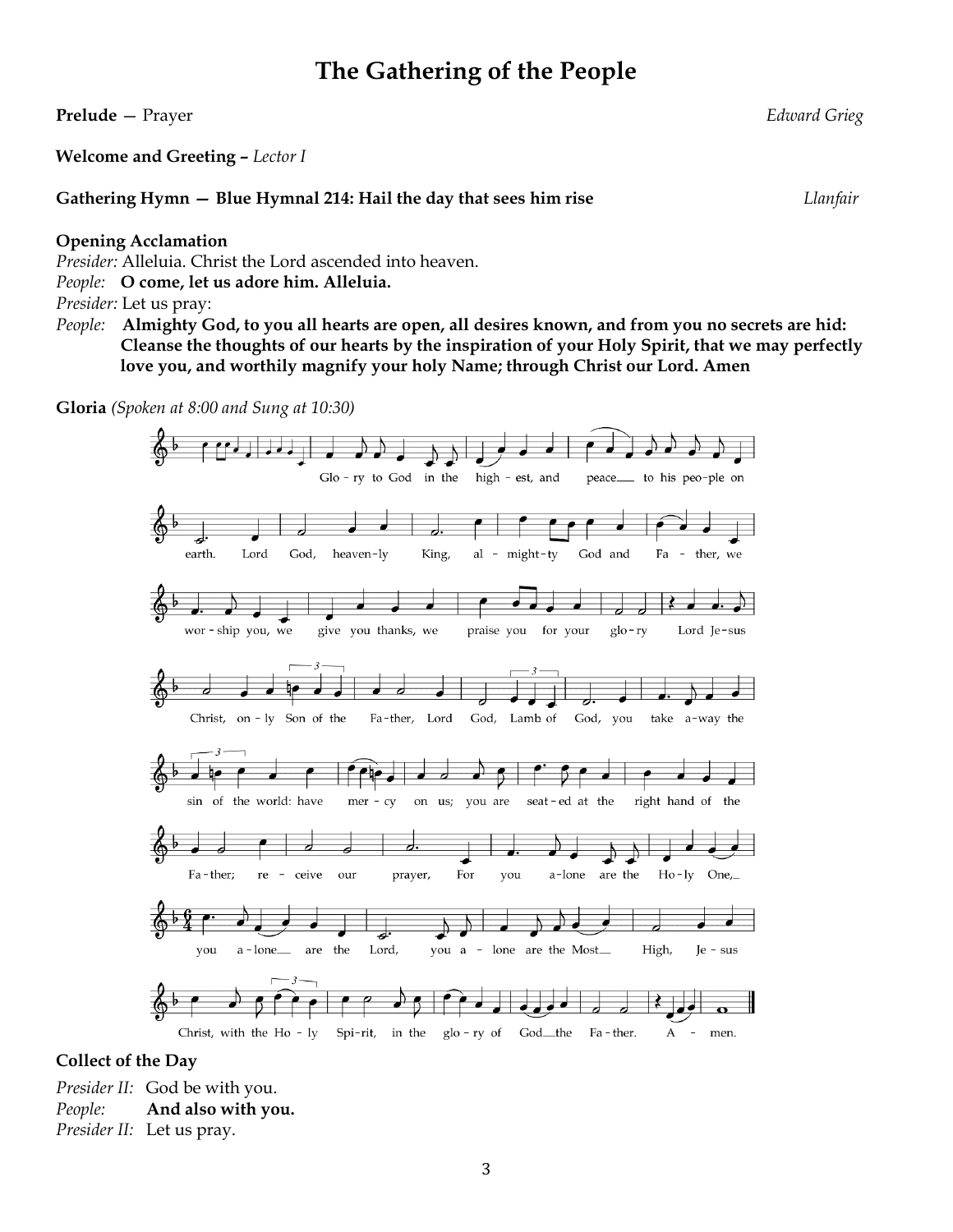# The Gathering of the People

**Prelude** — Prayer *Edward Grieg*

**Welcome and Greeting** – *Lector I*

**Gathering Hymn — Blue Hymnal 214: Hail the day that sees him rise** *Llanfair*

**Opening Acclamation**

*Presider:* Alleluia. Christ the Lord ascended into heaven.
*People:* **O come, let us adore him. Alleluia.**
*Presider:* Let us pray:
*People:* **Almighty God, to you all hearts are open, all desires known, and from you no secrets are hid: Cleanse the thoughts of our hearts by the inspiration of your Holy Spirit, that we may perfectly love you, and worthily magnify your holy Name; through Christ our Lord. Amen**

**Gloria** *(Spoken at 8:00 and Sung at 10:30)*

Glo-ry to God in the high-est, and peace to his peo-ple on earth. Lord God, heaven-ly King, al-might-ty God and Fa-ther, we wor-ship you, we give you thanks, we praise you for your glo-ry Lord Je-sus Christ, on-ly Son of the Fa-ther, Lord God, Lamb of God, you take a-way the sin of the world: have mer-cy on us; you are seat-ed at the right hand of the Fa-ther; re-ceive our prayer, For you a-lone are the Ho-ly One, you a-lone are the Lord, you a-lone are the Most High, Je-sus Christ, with the Ho-ly Spi-rit, in the glo-ry of God the Fa-ther. A-men.

**Collect of the Day**

*Presider II:* God be with you.
*People:* **And also with you.**
*Presider II:* Let us pray.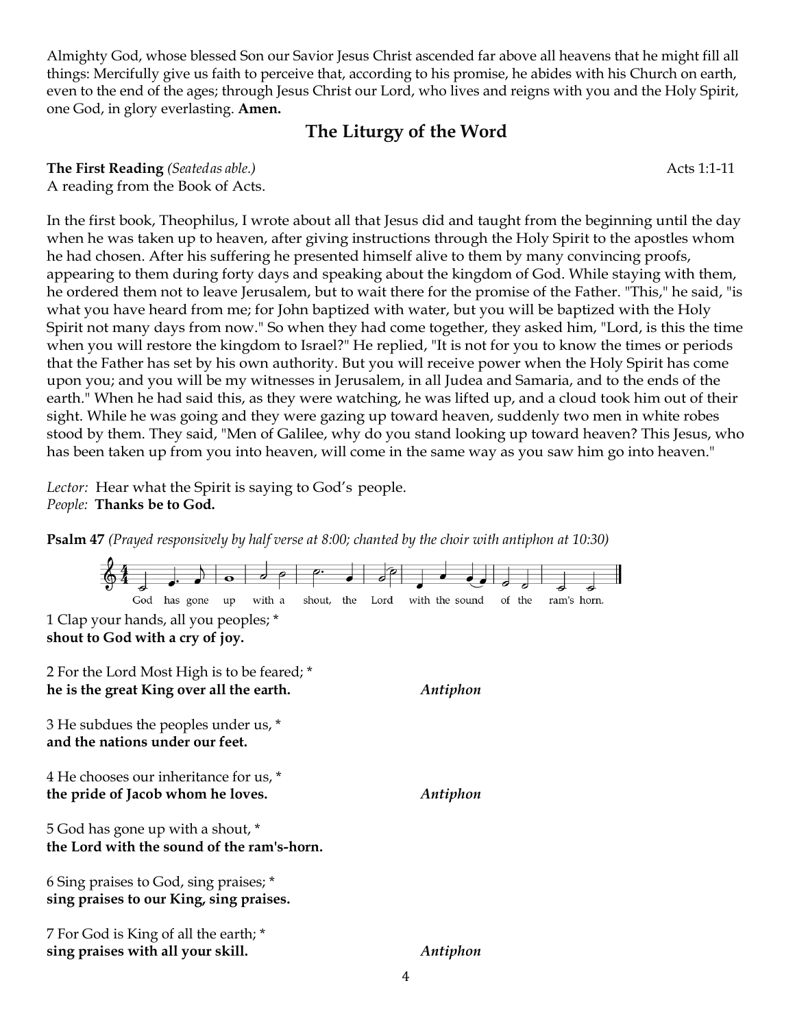Almighty God, whose blessed Son our Savior Jesus Christ ascended far above all heavens that he might fill all things: Mercifully give us faith to perceive that, according to his promise, he abides with his Church on earth, even to the end of the ages; through Jesus Christ our Lord, who lives and reigns with you and the Holy Spirit, one God, in glory everlasting. **Amen.**

## The Liturgy of the Word

**The First Reading** *(Seated as able.)* Acts 1:1-11

A reading from the Book of Acts.

In the first book, Theophilus, I wrote about all that Jesus did and taught from the beginning until the day when he was taken up to heaven, after giving instructions through the Holy Spirit to the apostles whom he had chosen. After his suffering he presented himself alive to them by many convincing proofs, appearing to them during forty days and speaking about the kingdom of God. While staying with them, he ordered them not to leave Jerusalem, but to wait there for the promise of the Father. "This," he said, "is what you have heard from me; for John baptized with water, but you will be baptized with the Holy Spirit not many days from now." So when they had come together, they asked him, "Lord, is this the time when you will restore the kingdom to Israel?" He replied, "It is not for you to know the times or periods that the Father has set by his own authority. But you will receive power when the Holy Spirit has come upon you; and you will be my witnesses in Jerusalem, in all Judea and Samaria, and to the ends of the earth." When he had said this, as they were watching, he was lifted up, and a cloud took him out of their sight. While he was going and they were gazing up toward heaven, suddenly two men in white robes stood by them. They said, "Men of Galilee, why do you stand looking up toward heaven? This Jesus, who has been taken up from you into heaven, will come in the same way as you saw him go into heaven."

*Lector:* Hear what the Spirit is saying to God's people.
*People:* **Thanks be to God.**

**Psalm 47** *(Prayed responsively by half verse at 8:00; chanted by the choir with antiphon at 10:30)*

God has gone up with a shout, the Lord with the sound of the ram's horn.

1 Clap your hands, all you peoples; *
**shout to God with a cry of joy.**

2 For the Lord Most High is to be feared; *
**he is the great King over all the earth.** *Antiphon*

3 He subdues the peoples under us, *
**and the nations under our feet.**

4 He chooses our inheritance for us, *
**the pride of Jacob whom he loves.** *Antiphon*

5 God has gone up with a shout, *
**the Lord with the sound of the ram's-horn.**

6 Sing praises to God, sing praises; *
**sing praises to our King, sing praises.**

7 For God is King of all the earth; *
**sing praises with all your skill.** *Antiphon*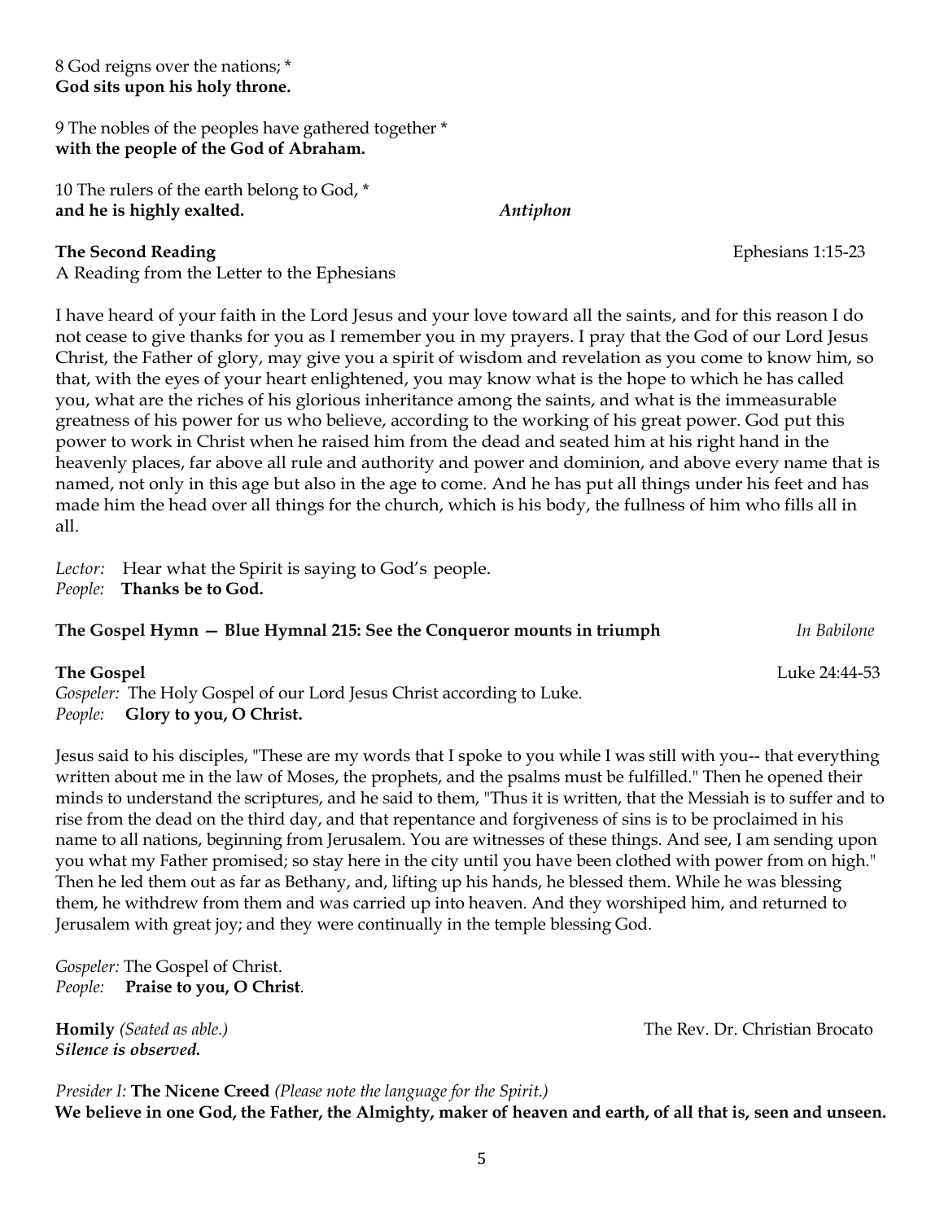8 God reigns over the nations; *
**God sits upon his holy throne.**

9 The nobles of the peoples have gathered together *
**with the people of the God of Abraham.**

10 The rulers of the earth belong to God, *
**and he is highly exalted.** *Antiphon*

**The Second Reading** Ephesians 1:15-23
A Reading from the Letter to the Ephesians

I have heard of your faith in the Lord Jesus and your love toward all the saints, and for this reason I do not cease to give thanks for you as I remember you in my prayers. I pray that the God of our Lord Jesus Christ, the Father of glory, may give you a spirit of wisdom and revelation as you come to know him, so that, with the eyes of your heart enlightened, you may know what is the hope to which he has called you, what are the riches of his glorious inheritance among the saints, and what is the immeasurable greatness of his power for us who believe, according to the working of his great power. God put this power to work in Christ when he raised him from the dead and seated him at his right hand in the heavenly places, far above all rule and authority and power and dominion, and above every name that is named, not only in this age but also in the age to come. And he has put all things under his feet and has made him the head over all things for the church, which is his body, the fullness of him who fills all in all.

*Lector:* Hear what the Spirit is saying to God's people.
*People:* **Thanks be to God.**

**The Gospel Hymn — Blue Hymnal 215: See the Conqueror mounts in triumph** *In Babilone*

**The Gospel** Luke 24:44-53
*Gospeler:* The Holy Gospel of our Lord Jesus Christ according to Luke.
*People:* **Glory to you, O Christ.**

Jesus said to his disciples, "These are my words that I spoke to you while I was still with you-- that everything written about me in the law of Moses, the prophets, and the psalms must be fulfilled." Then he opened their minds to understand the scriptures, and he said to them, "Thus it is written, that the Messiah is to suffer and to rise from the dead on the third day, and that repentance and forgiveness of sins is to be proclaimed in his name to all nations, beginning from Jerusalem. You are witnesses of these things. And see, I am sending upon you what my Father promised; so stay here in the city until you have been clothed with power from on high." Then he led them out as far as Bethany, and, lifting up his hands, he blessed them. While he was blessing them, he withdrew from them and was carried up into heaven. And they worshiped him, and returned to Jerusalem with great joy; and they were continually in the temple blessing God.

*Gospeler:* The Gospel of Christ.
*People:* **Praise to you, O Christ**.

**Homily** *(Seated as able.)* The Rev. Dr. Christian Brocato
***Silence is observed.***

*Presider I:* **The Nicene Creed** *(Please note the language for the Spirit.)*
**We believe in one God, the Father, the Almighty, maker of heaven and earth, of all that is, seen and unseen.**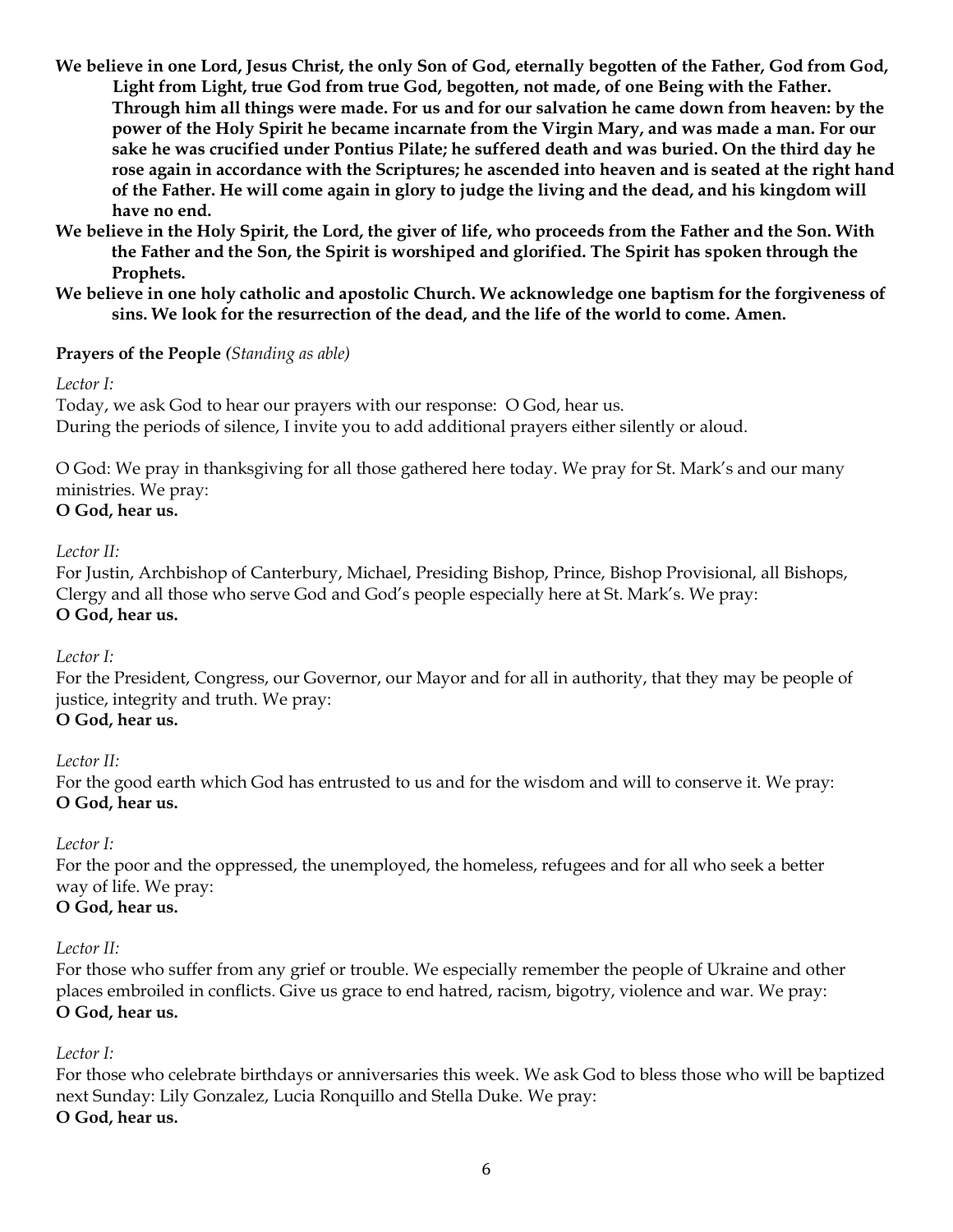**We believe in one Lord, Jesus Christ, the only Son of God, eternally begotten of the Father, God from God, Light from Light, true God from true God, begotten, not made, of one Being with the Father. Through him all things were made. For us and for our salvation he came down from heaven: by the power of the Holy Spirit he became incarnate from the Virgin Mary, and was made a man. For our sake he was crucified under Pontius Pilate; he suffered death and was buried. On the third day he rose again in accordance with the Scriptures; he ascended into heaven and is seated at the right hand of the Father. He will come again in glory to judge the living and the dead, and his kingdom will have no end.**

**We believe in the Holy Spirit, the Lord, the giver of life, who proceeds from the Father and the Son. With the Father and the Son, the Spirit is worshiped and glorified. The Spirit has spoken through the Prophets.**

**We believe in one holy catholic and apostolic Church. We acknowledge one baptism for the forgiveness of sins. We look for the resurrection of the dead, and the life of the world to come. Amen.**

**Prayers of the People** *(Standing as able)*

*Lector I:*
Today, we ask God to hear our prayers with our response: O God, hear us.
During the periods of silence, I invite you to add additional prayers either silently or aloud.

O God: We pray in thanksgiving for all those gathered here today. We pray for St. Mark's and our many ministries. We pray:
**O God, hear us.**

*Lector II:*
For Justin, Archbishop of Canterbury, Michael, Presiding Bishop, Prince, Bishop Provisional, all Bishops, Clergy and all those who serve God and God's people especially here at St. Mark's. We pray:
**O God, hear us.**

*Lector I:*
For the President, Congress, our Governor, our Mayor and for all in authority, that they may be people of justice, integrity and truth. We pray:
**O God, hear us.**

*Lector II:*
For the good earth which God has entrusted to us and for the wisdom and will to conserve it. We pray:
**O God, hear us.**

*Lector I:*
For the poor and the oppressed, the unemployed, the homeless, refugees and for all who seek a better way of life. We pray:
**O God, hear us.**

*Lector II:*
For those who suffer from any grief or trouble. We especially remember the people of Ukraine and other places embroiled in conflicts. Give us grace to end hatred, racism, bigotry, violence and war. We pray:
**O God, hear us.**

*Lector I:*
For those who celebrate birthdays or anniversaries this week. We ask God to bless those who will be baptized next Sunday: Lily Gonzalez, Lucia Ronquillo and Stella Duke. We pray:
**O God, hear us.**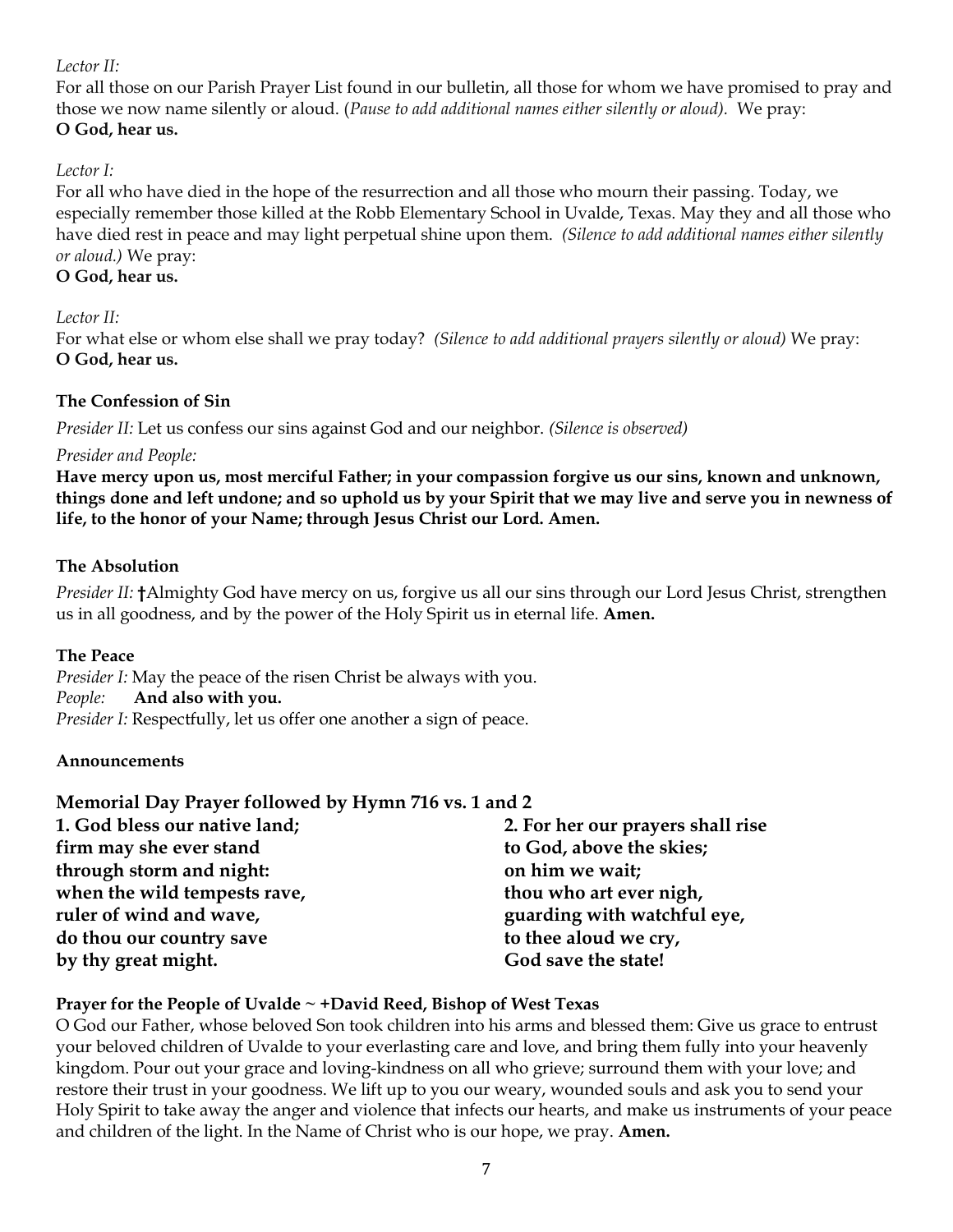*Lector II:*
For all those on our Parish Prayer List found in our bulletin, all those for whom we have promised to pray and those we now name silently or aloud. (*Pause to add additional names either silently or aloud).* We pray:
**O God, hear us.**

*Lector I:*
For all who have died in the hope of the resurrection and all those who mourn their passing. Today, we especially remember those killed at the Robb Elementary School in Uvalde, Texas. May they and all those who have died rest in peace and may light perpetual shine upon them. *(Silence to add additional names either silently or aloud.)* We pray:
**O God, hear us.**

*Lector II:*
For what else or whom else shall we pray today? *(Silence to add additional prayers silently or aloud)* We pray:
**O God, hear us.**

**The Confession of Sin**

*Presider II:* Let us confess our sins against God and our neighbor. *(Silence is observed)*

*Presider and People:*
**Have mercy upon us, most merciful Father; in your compassion forgive us our sins, known and unknown, things done and left undone; and so uphold us by your Spirit that we may live and serve you in newness of life, to the honor of your Name; through Jesus Christ our Lord. Amen.**

**The Absolution**

*Presider II:* **†**Almighty God have mercy on us, forgive us all our sins through our Lord Jesus Christ, strengthen us in all goodness, and by the power of the Holy Spirit us in eternal life. **Amen.**

**The Peace**

*Presider I:* May the peace of the risen Christ be always with you.
*People:* **And also with you.**
*Presider I:* Respectfully, let us offer one another a sign of peace.

**Announcements**

**Memorial Day Prayer followed by Hymn 716 vs. 1 and 2**

**1. God bless our native land;**
**firm may she ever stand**
**through storm and night:**
**when the wild tempests rave,**
**ruler of wind and wave,**
**do thou our country save**
**by thy great might.**

**2. For her our prayers shall rise**
**to God, above the skies;**
**on him we wait;**
**thou who art ever nigh,**
**guarding with watchful eye,**
**to thee aloud we cry,**
**God save the state!**

**Prayer for the People of Uvalde ~ +David Reed, Bishop of West Texas**
O God our Father, whose beloved Son took children into his arms and blessed them: Give us grace to entrust your beloved children of Uvalde to your everlasting care and love, and bring them fully into your heavenly kingdom. Pour out your grace and loving-kindness on all who grieve; surround them with your love; and restore their trust in your goodness. We lift up to you our weary, wounded souls and ask you to send your Holy Spirit to take away the anger and violence that infects our hearts, and make us instruments of your peace and children of the light. In the Name of Christ who is our hope, we pray. **Amen.**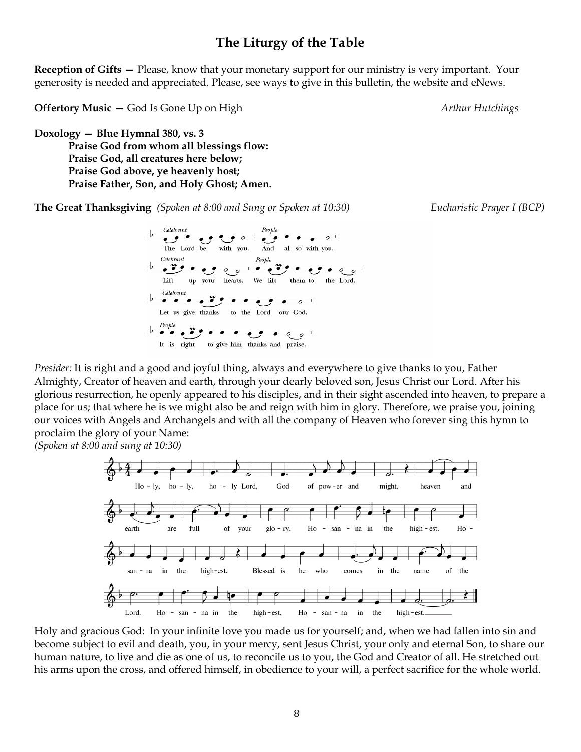## The Liturgy of the Table

**Reception of Gifts —** Please, know that your monetary support for our ministry is very important. Your generosity is needed and appreciated. Please, see ways to give in this bulletin, the website and eNews.

**Offertory Music —** God Is Gone Up on High *Arthur Hutchings*

**Doxology — Blue Hymnal 380, vs. 3**

**Praise God from whom all blessings flow:**
**Praise God, all creatures here below;**
**Praise God above, ye heavenly host;**
**Praise Father, Son, and Holy Ghost; Amen.**

**The Great Thanksgiving** *(Spoken at 8:00 and Sung or Spoken at 10:30)* *Eucharistic Prayer I (BCP)*

*Celebrant* The Lord be with you. *People* And also with you.
*Celebrant* Lift up your hearts. *People* We lift them to the Lord.
*Celebrant* Let us give thanks to the Lord our God.
*People* It is right to give him thanks and praise.

*Presider:* It is right and a good and joyful thing, always and everywhere to give thanks to you, Father Almighty, Creator of heaven and earth, through your dearly beloved son, Jesus Christ our Lord. After his glorious resurrection, he openly appeared to his disciples, and in their sight ascended into heaven, to prepare a place for us; that where he is we might also be and reign with him in glory. Therefore, we praise you, joining our voices with Angels and Archangels and with all the company of Heaven who forever sing this hymn to proclaim the glory of your Name:

*(Spoken at 8:00 and sung at 10:30)*

Holy, holy, holy Lord, God of power and might, heaven and earth are full of your glory. Hosanna in the highest. Hosanna in the highest. Blessed is he who comes in the name of the Lord. Hosanna in the highest, Hosanna in the highest.

Holy and gracious God: In your infinite love you made us for yourself; and, when we had fallen into sin and become subject to evil and death, you, in your mercy, sent Jesus Christ, your only and eternal Son, to share our human nature, to live and die as one of us, to reconcile us to you, the God and Creator of all. He stretched out his arms upon the cross, and offered himself, in obedience to your will, a perfect sacrifice for the whole world.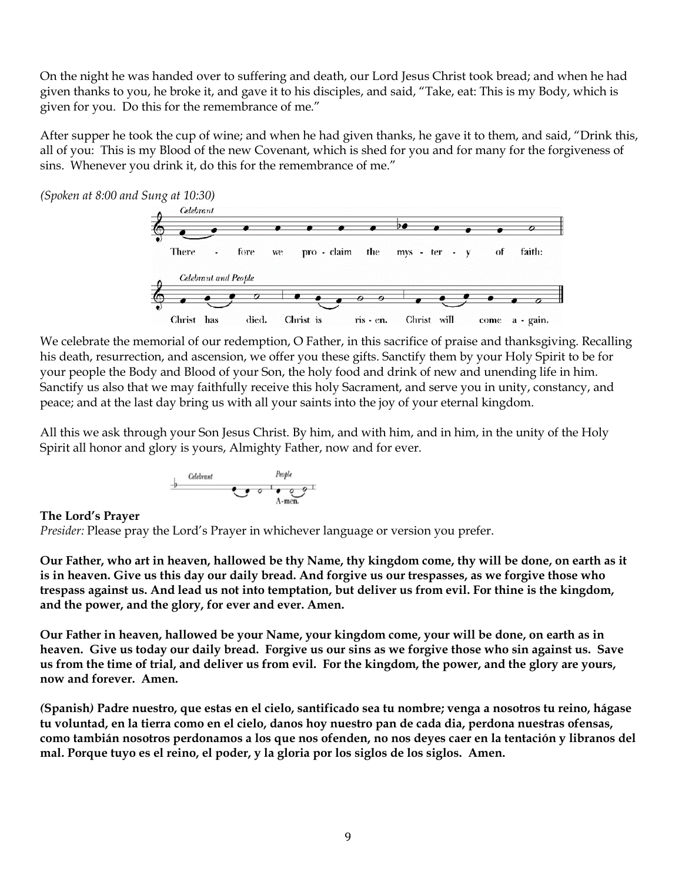On the night he was handed over to suffering and death, our Lord Jesus Christ took bread; and when he had given thanks to you, he broke it, and gave it to his disciples, and said, "Take, eat: This is my Body, which is given for you. Do this for the remembrance of me."

After supper he took the cup of wine; and when he had given thanks, he gave it to them, and said, "Drink this, all of you: This is my Blood of the new Covenant, which is shed for you and for many for the forgiveness of sins. Whenever you drink it, do this for the remembrance of me."

*(Spoken at 8:00 and Sung at 10:30)*

*Celebrant*

There - fore we pro - claim the mys - ter - y of faith:

*Celebrant and People*

Christ has died. Christ is ris - en. Christ will come a - gain.

We celebrate the memorial of our redemption, O Father, in this sacrifice of praise and thanksgiving. Recalling his death, resurrection, and ascension, we offer you these gifts. Sanctify them by your Holy Spirit to be for your people the Body and Blood of your Son, the holy food and drink of new and unending life in him. Sanctify us also that we may faithfully receive this holy Sacrament, and serve you in unity, constancy, and peace; and at the last day bring us with all your saints into the joy of your eternal kingdom.

All this we ask through your Son Jesus Christ. By him, and with him, and in him, in the unity of the Holy Spirit all honor and glory is yours, Almighty Father, now and for ever.

*Celebrant* *People*

A-men.

**The Lord's Prayer**

*Presider:* Please pray the Lord's Prayer in whichever language or version you prefer.

**Our Father, who art in heaven, hallowed be thy Name, thy kingdom come, thy will be done, on earth as it is in heaven. Give us this day our daily bread. And forgive us our trespasses, as we forgive those who trespass against us. And lead us not into temptation, but deliver us from evil. For thine is the kingdom, and the power, and the glory, for ever and ever. Amen.**

**Our Father in heaven, hallowed be your Name, your kingdom come, your will be done, on earth as in heaven. Give us today our daily bread. Forgive us our sins as we forgive those who sin against us. Save us from the time of trial, and deliver us from evil. For the kingdom, the power, and the glory are yours, now and forever. Amen.**

**(Spanish) Padre nuestro, que estas en el cielo, santificado sea tu nombre; venga a nosotros tu reino, hágase tu voluntad, en la tierra como en el cielo, danos hoy nuestro pan de cada dia, perdona nuestras ofensas, como también nosotros perdonamos a los que nos ofenden, no nos deyes caer en la tentación y libranos del mal. Porque tuyo es el reino, el poder, y la gloria por los siglos de los siglos. Amen.**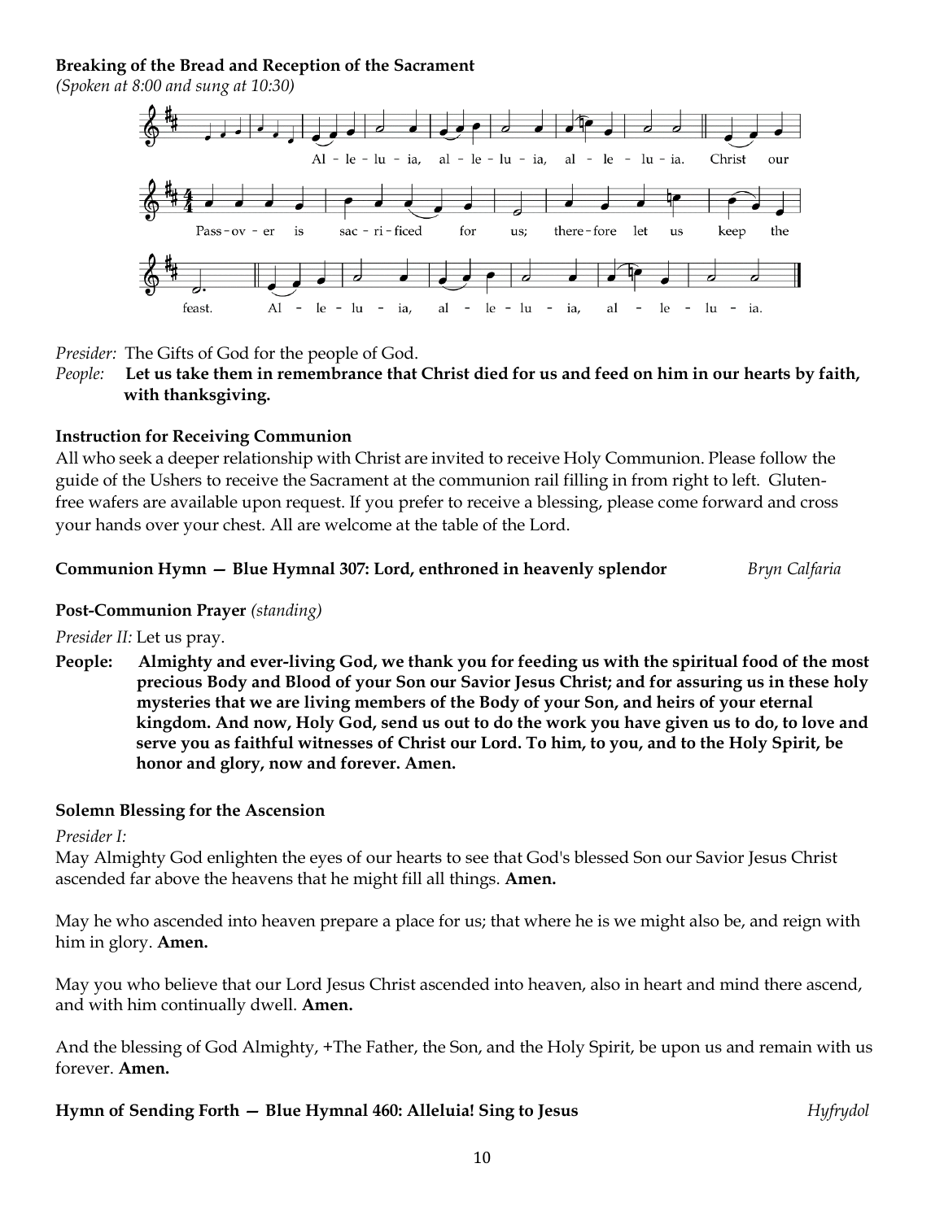**Breaking of the Bread and Reception of the Sacrament**
*(Spoken at 8:00 and sung at 10:30)*

Al - le - lu - ia, al - le - lu - ia, al - le - lu - ia. Christ our Pass - ov - er is sac - ri - ficed for us; there - fore let us keep the feast. Al - le - lu - ia, al - le - lu - ia, al - le - lu - ia.

*Presider:* The Gifts of God for the people of God.
*People:* **Let us take them in remembrance that Christ died for us and feed on him in our hearts by faith, with thanksgiving.**

**Instruction for Receiving Communion**
All who seek a deeper relationship with Christ are invited to receive Holy Communion. Please follow the guide of the Ushers to receive the Sacrament at the communion rail filling in from right to left. Gluten-free wafers are available upon request. If you prefer to receive a blessing, please come forward and cross your hands over your chest. All are welcome at the table of the Lord.

**Communion Hymn — Blue Hymnal 307: Lord, enthroned in heavenly splendor** *Bryn Calfaria*

**Post-Communion Prayer** *(standing)*

*Presider II:* Let us pray.

**People: Almighty and ever-living God, we thank you for feeding us with the spiritual food of the most precious Body and Blood of your Son our Savior Jesus Christ; and for assuring us in these holy mysteries that we are living members of the Body of your Son, and heirs of your eternal kingdom. And now, Holy God, send us out to do the work you have given us to do, to love and serve you as faithful witnesses of Christ our Lord. To him, to you, and to the Holy Spirit, be honor and glory, now and forever. Amen.**

**Solemn Blessing for the Ascension**

*Presider I:*
May Almighty God enlighten the eyes of our hearts to see that God's blessed Son our Savior Jesus Christ ascended far above the heavens that he might fill all things. **Amen.**

May he who ascended into heaven prepare a place for us; that where he is we might also be, and reign with him in glory. **Amen.**

May you who believe that our Lord Jesus Christ ascended into heaven, also in heart and mind there ascend, and with him continually dwell. **Amen.**

And the blessing of God Almighty, +The Father, the Son, and the Holy Spirit, be upon us and remain with us forever. **Amen.**

**Hymn of Sending Forth — Blue Hymnal 460: Alleluia! Sing to Jesus** *Hyfrydol*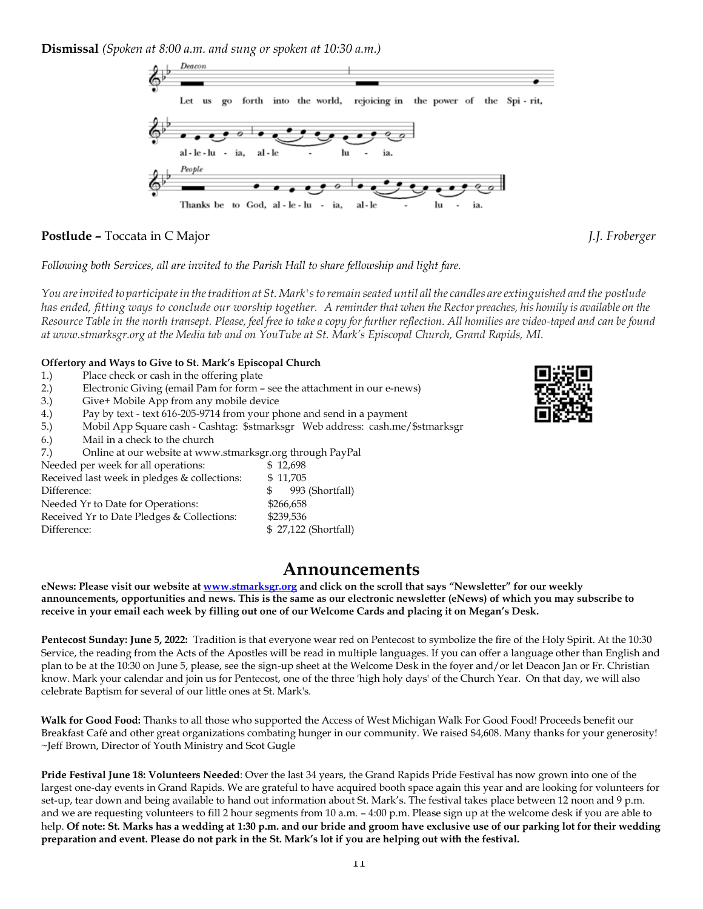**Dismissal** *(Spoken at 8:00 a.m. and sung or spoken at 10:30 a.m.)*

Deacon: Let us go forth into the world, rejoicing in the power of the Spi - rit, al - le - lu - ia, al - le - lu - ia.

People: Thanks be to God, al - le - lu - ia, al - le - lu - ia.

**Postlude –** Toccata in C Major *J.J. Froberger*

*Following both Services, all are invited to the Parish Hall to share fellowship and light fare.*

*You are invited to participate in the tradition at St. Mark's to remain seated until all the candles are extinguished and the postlude has ended, fitting ways to conclude our worship together. A reminder that when the Rector preaches, his homily is available on the Resource Table in the north transept. Please, feel free to take a copy for further reflection. All homilies are video-taped and can be found at www.stmarksgr.org at the Media tab and on YouTube at St. Mark's Episcopal Church, Grand Rapids, MI.*

**Offertory and Ways to Give to St. Mark's Episcopal Church**

1.) Place check or cash in the offering plate
2.) Electronic Giving (email Pam for form – see the attachment in our e-news)
3.) Give+ Mobile App from any mobile device
4.) Pay by text - text 616-205-9714 from your phone and send in a payment
5.) Mobil App Square cash - Cashtag: $stmarksgr Web address: cash.me/$stmarksgr
6.) Mail in a check to the church
7.) Online at our website at www.stmarksgr.org through PayPal

| | |
|---|---|
| Needed per week for all operations: | $ 12,698 |
| Received last week in pledges & collections: | $ 11,705 |
| Difference: | $ 993 (Shortfall) |
| Needed Yr to Date for Operations: | $266,658 |
| Received Yr to Date Pledges & Collections: | $239,536 |
| Difference: | $ 27,122 (Shortfall) |

# Announcements

**eNews: Please visit our website at [www.stmarksgr.org](http://www.stmarksgr.org) and click on the scroll that says "Newsletter" for our weekly announcements, opportunities and news. This is the same as our electronic newsletter (eNews) of which you may subscribe to receive in your email each week by filling out one of our Welcome Cards and placing it on Megan's Desk.**

**Pentecost Sunday: June 5, 2022:** Tradition is that everyone wear red on Pentecost to symbolize the fire of the Holy Spirit. At the 10:30 Service, the reading from the Acts of the Apostles will be read in multiple languages. If you can offer a language other than English and plan to be at the 10:30 on June 5, please, see the sign-up sheet at the Welcome Desk in the foyer and/or let Deacon Jan or Fr. Christian know. Mark your calendar and join us for Pentecost, one of the three 'high holy days' of the Church Year. On that day, we will also celebrate Baptism for several of our little ones at St. Mark's.

**Walk for Good Food:** Thanks to all those who supported the Access of West Michigan Walk For Good Food! Proceeds benefit our Breakfast Café and other great organizations combating hunger in our community. We raised $4,608. Many thanks for your generosity! ~Jeff Brown, Director of Youth Ministry and Scot Gugle

**Pride Festival June 18: Volunteers Needed**: Over the last 34 years, the Grand Rapids Pride Festival has now grown into one of the largest one-day events in Grand Rapids. We are grateful to have acquired booth space again this year and are looking for volunteers for set-up, tear down and being available to hand out information about St. Mark's. The festival takes place between 12 noon and 9 p.m. and we are requesting volunteers to fill 2 hour segments from 10 a.m. – 4:00 p.m. Please sign up at the welcome desk if you are able to help. **Of note: St. Marks has a wedding at 1:30 p.m. and our bride and groom have exclusive use of our parking lot for their wedding preparation and event. Please do not park in the St. Mark's lot if you are helping out with the festival.**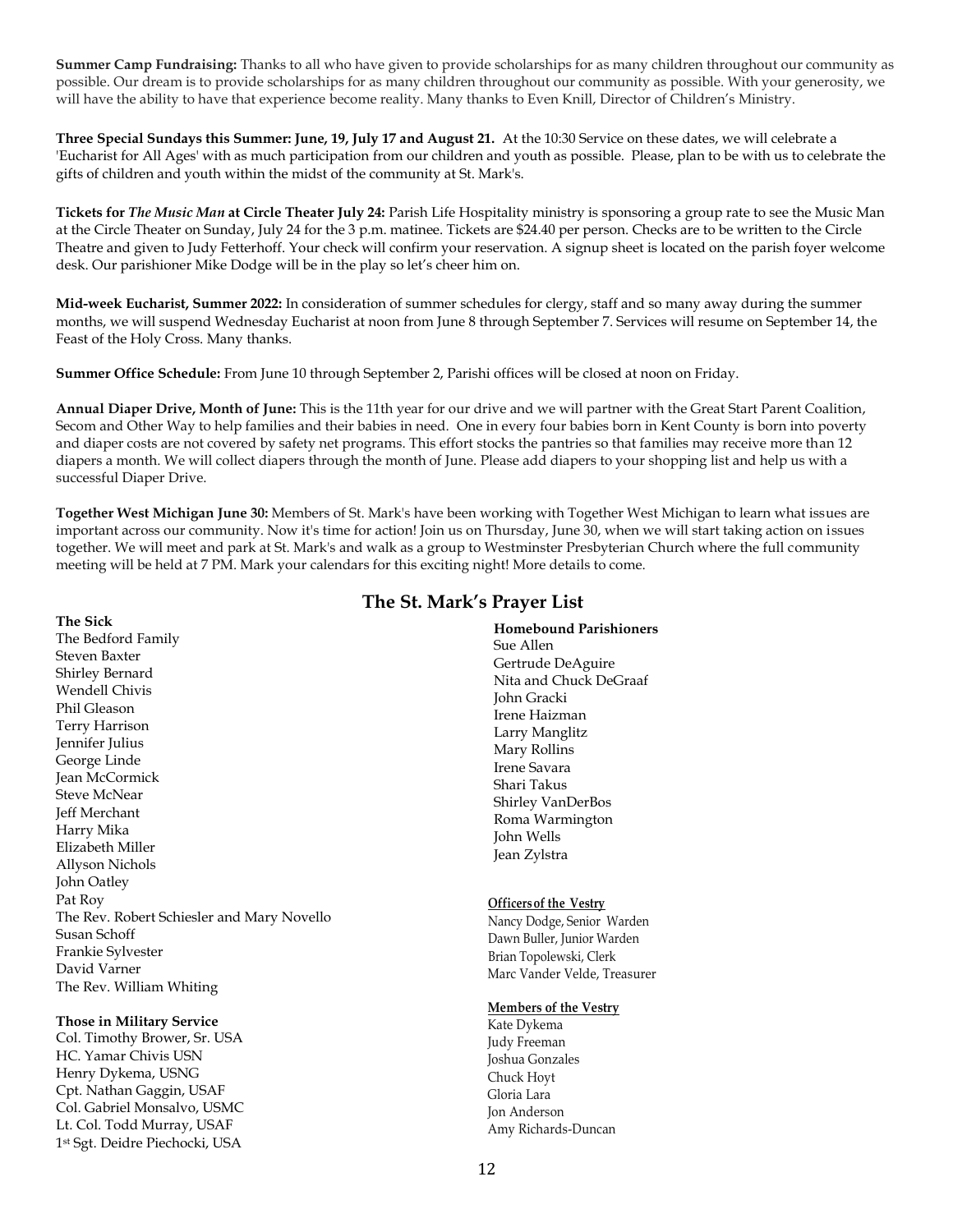**Summer Camp Fundraising:** Thanks to all who have given to provide scholarships for as many children throughout our community as possible. Our dream is to provide scholarships for as many children throughout our community as possible. With your generosity, we will have the ability to have that experience become reality. Many thanks to Even Knill, Director of Children's Ministry.

**Three Special Sundays this Summer: June, 19, July 17 and August 21.** At the 10:30 Service on these dates, we will celebrate a 'Eucharist for All Ages' with as much participation from our children and youth as possible. Please, plan to be with us to celebrate the gifts of children and youth within the midst of the community at St. Mark's.

**Tickets for *The Music Man* at Circle Theater July 24:** Parish Life Hospitality ministry is sponsoring a group rate to see the Music Man at the Circle Theater on Sunday, July 24 for the 3 p.m. matinee. Tickets are $24.40 per person. Checks are to be written to the Circle Theatre and given to Judy Fetterhoff. Your check will confirm your reservation. A signup sheet is located on the parish foyer welcome desk. Our parishioner Mike Dodge will be in the play so let's cheer him on.

**Mid-week Eucharist, Summer 2022:** In consideration of summer schedules for clergy, staff and so many away during the summer months, we will suspend Wednesday Eucharist at noon from June 8 through September 7. Services will resume on September 14, the Feast of the Holy Cross. Many thanks.

**Summer Office Schedule:** From June 10 through September 2, Parishi offices will be closed at noon on Friday.

**Annual Diaper Drive, Month of June:** This is the 11th year for our drive and we will partner with the Great Start Parent Coalition, Secom and Other Way to help families and their babies in need. One in every four babies born in Kent County is born into poverty and diaper costs are not covered by safety net programs. This effort stocks the pantries so that families may receive more than 12 diapers a month. We will collect diapers through the month of June. Please add diapers to your shopping list and help us with a successful Diaper Drive.

**Together West Michigan June 30:** Members of St. Mark's have been working with Together West Michigan to learn what issues are important across our community. Now it's time for action! Join us on Thursday, June 30, when we will start taking action on issues together. We will meet and park at St. Mark's and walk as a group to Westminster Presbyterian Church where the full community meeting will be held at 7 PM. Mark your calendars for this exciting night! More details to come.

## The St. Mark's Prayer List

**The Sick**
The Bedford Family
Steven Baxter
Shirley Bernard
Wendell Chivis
Phil Gleason
Terry Harrison
Jennifer Julius
George Linde
Jean McCormick
Steve McNear
Jeff Merchant
Harry Mika
Elizabeth Miller
Allyson Nichols
John Oatley
Pat Roy
The Rev. Robert Schiesler and Mary Novello
Susan Schoff
Frankie Sylvester
David Varner
The Rev. William Whiting

**Those in Military Service**
Col. Timothy Brower, Sr. USA
HC. Yamar Chivis USN
Henry Dykema, USNG
Cpt. Nathan Gaggin, USAF
Col. Gabriel Monsalvo, USMC
Lt. Col. Todd Murray, USAF
1st Sgt. Deidre Piechocki, USA

**Homebound Parishioners**
Sue Allen
Gertrude DeAguire
Nita and Chuck DeGraaf
John Gracki
Irene Haizman
Larry Manglitz
Mary Rollins
Irene Savara
Shari Takus
Shirley VanDerBos
Roma Warmington
John Wells
Jean Zylstra

**Officers of the Vestry**
Nancy Dodge, Senior Warden
Dawn Buller, Junior Warden
Brian Topolewski, Clerk
Marc Vander Velde, Treasurer

**Members of the Vestry**
Kate Dykema
Judy Freeman
Joshua Gonzales
Chuck Hoyt
Gloria Lara
Jon Anderson
Amy Richards-Duncan